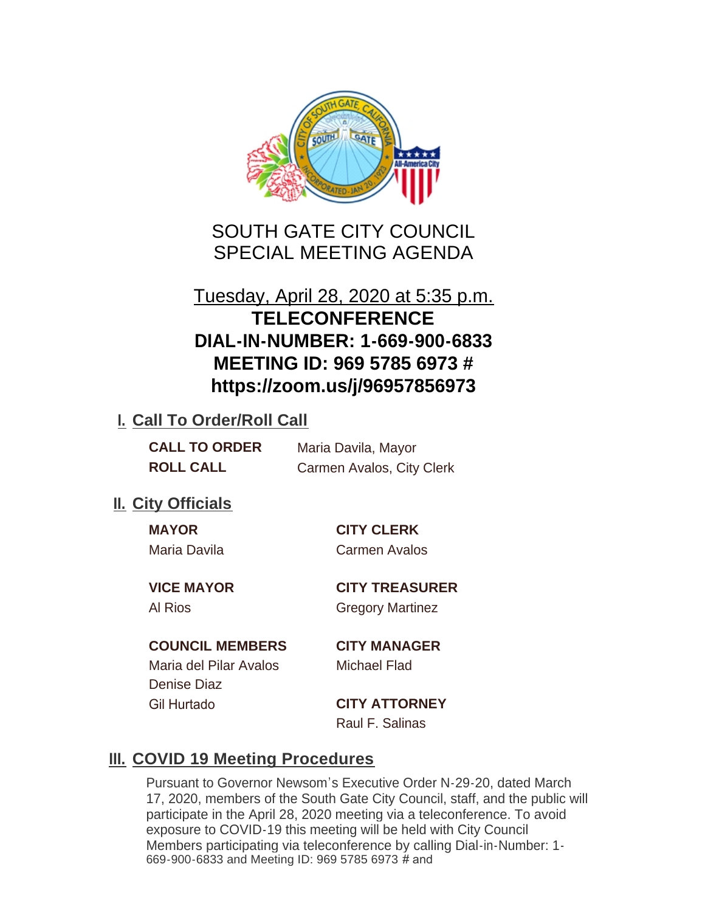# SOUTH GATE CITY COUNCIL
# SPECIAL MEETING AGENDA

Tuesday, April 28, 2020 at 5:35 p.m.

**TELECONFERENCE**
**DIAL-IN-NUMBER: 1-669-900-6833**
**MEETING ID: 969 5785 6973 #**
**https://zoom.us/j/96957856973**

## I. Call To Order/Roll Call

**CALL TO ORDER** Maria Davila, Mayor
**ROLL CALL** Carmen Avalos, City Clerk

## II. City Officials

**MAYOR**
Maria Davila

**VICE MAYOR**
Al Rios

**COUNCIL MEMBERS**
Maria del Pilar Avalos
Denise Diaz
Gil Hurtado

**CITY CLERK**
Carmen Avalos

**CITY TREASURER**
Gregory Martinez

**CITY MANAGER**
Michael Flad

**CITY ATTORNEY**
Raul F. Salinas

## III. COVID 19 Meeting Procedures

Pursuant to Governor Newsom's Executive Order N-29-20, dated March 17, 2020, members of the South Gate City Council, staff, and the public will participate in the April 28, 2020 meeting via a teleconference. To avoid exposure to COVID-19 this meeting will be held with City Council Members participating via teleconference by calling Dial-in-Number: 1-669-900-6833 and Meeting ID: 969 5785 6973 # and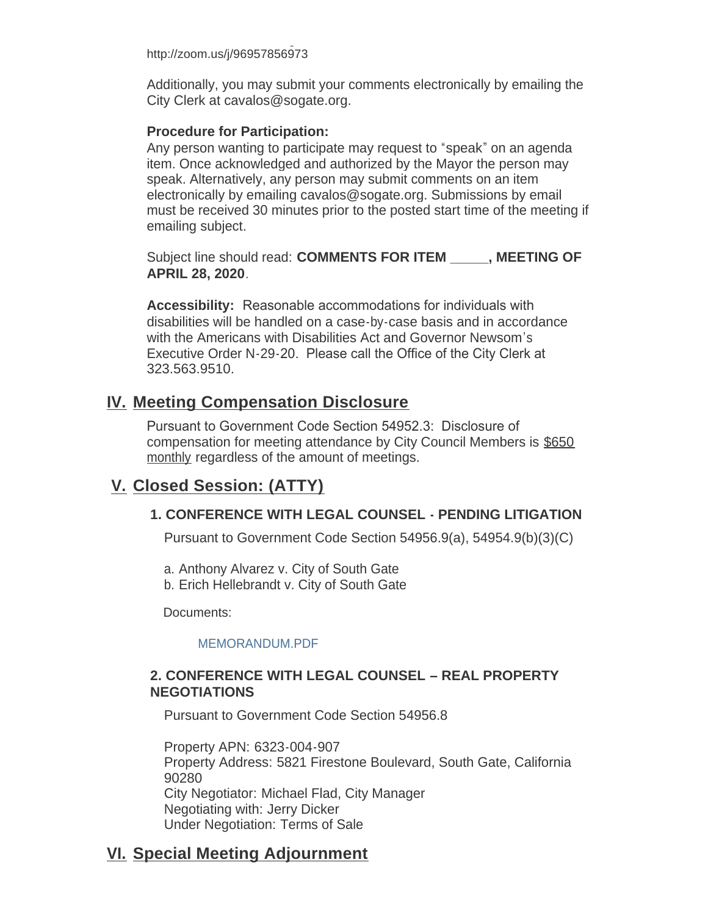http://zoom.us/j/96957856973

Additionally, you may submit your comments electronically by emailing the City Clerk at cavalos@sogate.org.

**Procedure for Participation:**
Any person wanting to participate may request to "speak" on an agenda item. Once acknowledged and authorized by the Mayor the person may speak. Alternatively, any person may submit comments on an item electronically by emailing cavalos@sogate.org. Submissions by email must be received 30 minutes prior to the posted start time of the meeting if emailing subject.

Subject line should read: **COMMENTS FOR ITEM _____, MEETING OF APRIL 28, 2020**.

**Accessibility:** Reasonable accommodations for individuals with disabilities will be handled on a case-by-case basis and in accordance with the Americans with Disabilities Act and Governor Newsom's Executive Order N-29-20. Please call the Office of the City Clerk at 323.563.9510.

## IV. Meeting Compensation Disclosure

Pursuant to Government Code Section 54952.3: Disclosure of compensation for meeting attendance by City Council Members is $650 monthly regardless of the amount of meetings.

## V. Closed Session: (ATTY)

### 1. CONFERENCE WITH LEGAL COUNSEL - PENDING LITIGATION

Pursuant to Government Code Section 54956.9(a), 54954.9(b)(3)(C)

a. Anthony Alvarez v. City of South Gate
b. Erich Hellebrandt v. City of South Gate

Documents:

MEMORANDUM.PDF

### 2. CONFERENCE WITH LEGAL COUNSEL – REAL PROPERTY NEGOTIATIONS

Pursuant to Government Code Section 54956.8

Property APN: 6323-004-907
Property Address: 5821 Firestone Boulevard, South Gate, California 90280
City Negotiator: Michael Flad, City Manager
Negotiating with: Jerry Dicker
Under Negotiation: Terms of Sale

## VI. Special Meeting Adjournment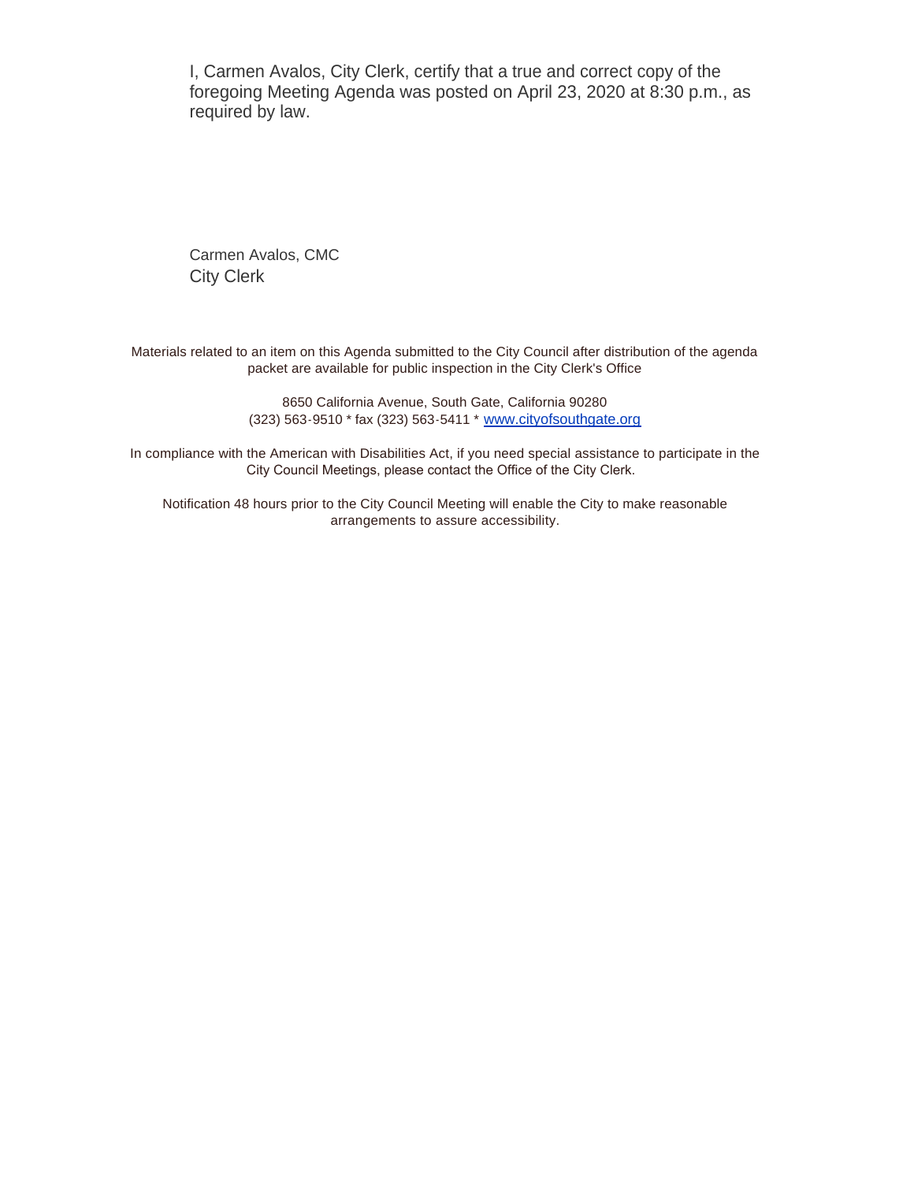I, Carmen Avalos, City Clerk, certify that a true and correct copy of the foregoing Meeting Agenda was posted on April 23, 2020 at 8:30 p.m., as required by law.

Carmen Avalos, CMC
City Clerk

Materials related to an item on this Agenda submitted to the City Council after distribution of the agenda packet are available for public inspection in the City Clerk's Office

8650 California Avenue, South Gate, California 90280
(323) 563-9510 * fax (323) 563-5411 * www.cityofsouthgate.org

In compliance with the American with Disabilities Act, if you need special assistance to participate in the City Council Meetings, please contact the Office of the City Clerk.

Notification 48 hours prior to the City Council Meeting will enable the City to make reasonable arrangements to assure accessibility.